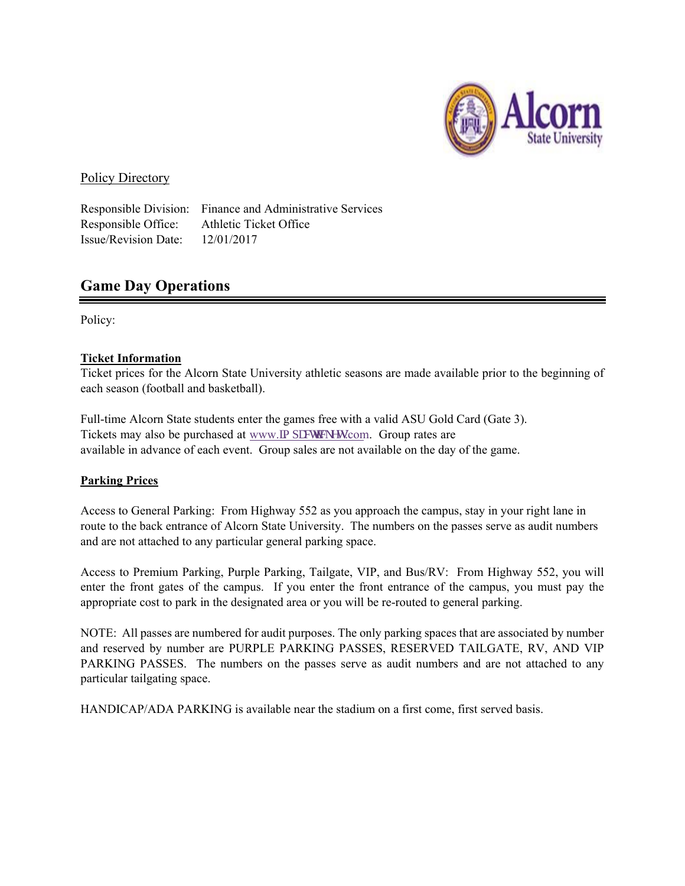Policy Directory

Responsible Division: Finance and Administrative Services
Responsible Office: Athletic Ticket Office
Issue/Revision Date: 12/01/2017

## Game Day Operations

Policy:

**Ticket Information**

Ticket prices for the Alcorn State University athletic seasons are made available prior to the beginning of each season (football and basketball).

Full-time Alcorn State students enter the games free with a valid ASU Gold Card (Gate 3). Tickets may also be purchased at www.IP SDFWWFNHW.com. Group rates are available in advance of each event. Group sales are not available on the day of the game.

**Parking Prices**

Access to General Parking: From Highway 552 as you approach the campus, stay in your right lane in route to the back entrance of Alcorn State University. The numbers on the passes serve as audit numbers and are not attached to any particular general parking space.

Access to Premium Parking, Purple Parking, Tailgate, VIP, and Bus/RV: From Highway 552, you will enter the front gates of the campus. If you enter the front entrance of the campus, you must pay the appropriate cost to park in the designated area or you will be re-routed to general parking.

NOTE: All passes are numbered for audit purposes. The only parking spaces that are associated by number and reserved by number are PURPLE PARKING PASSES, RESERVED TAILGATE, RV, AND VIP PARKING PASSES. The numbers on the passes serve as audit numbers and are not attached to any particular tailgating space.

HANDICAP/ADA PARKING is available near the stadium on a first come, first served basis.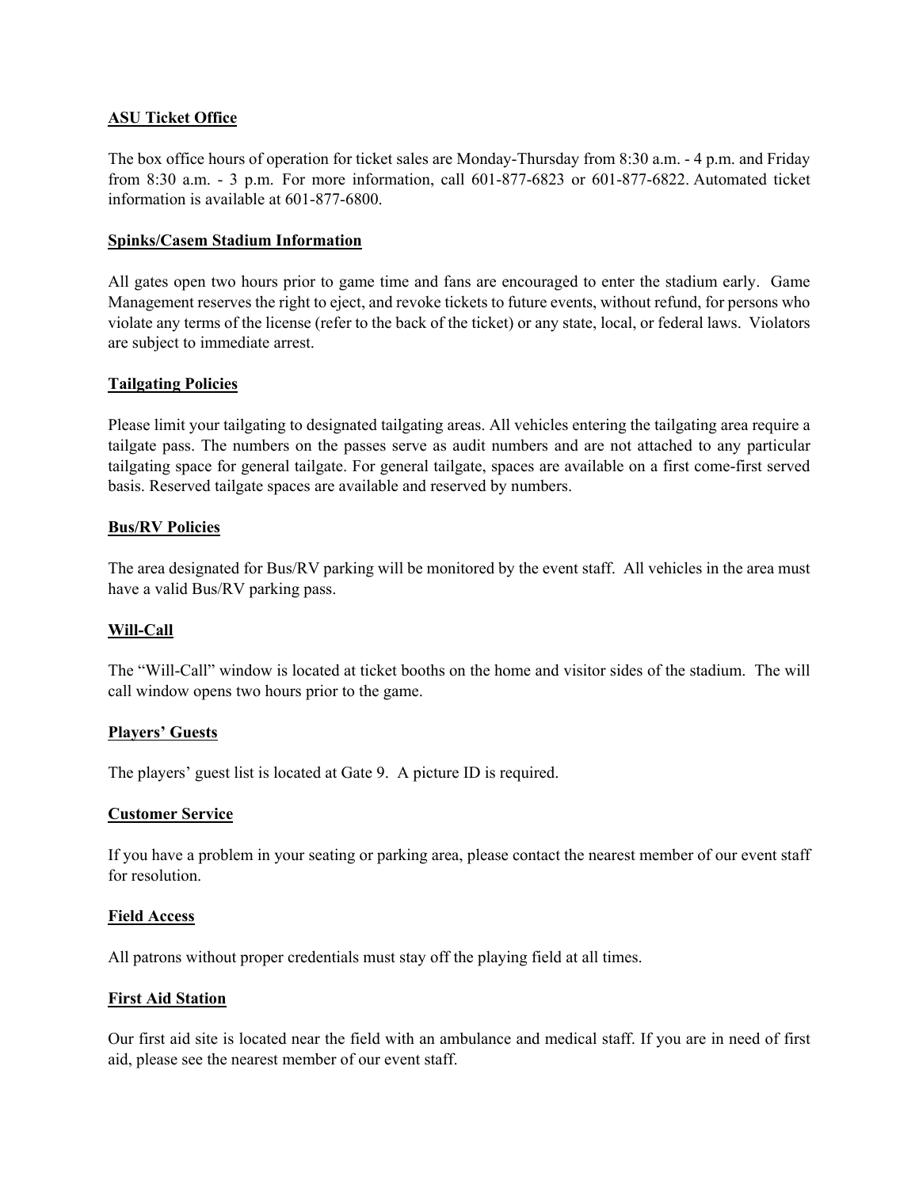## ASU Ticket Office

The box office hours of operation for ticket sales are Monday-Thursday from 8:30 a.m. - 4 p.m. and Friday from 8:30 a.m. - 3 p.m. For more information, call 601-877-6823 or 601-877-6822. Automated ticket information is available at 601-877-6800.

## Spinks/Casem Stadium Information

All gates open two hours prior to game time and fans are encouraged to enter the stadium early. Game Management reserves the right to eject, and revoke tickets to future events, without refund, for persons who violate any terms of the license (refer to the back of the ticket) or any state, local, or federal laws. Violators are subject to immediate arrest.

## Tailgating Policies

Please limit your tailgating to designated tailgating areas. All vehicles entering the tailgating area require a tailgate pass. The numbers on the passes serve as audit numbers and are not attached to any particular tailgating space for general tailgate. For general tailgate, spaces are available on a first come-first served basis. Reserved tailgate spaces are available and reserved by numbers.

## Bus/RV Policies

The area designated for Bus/RV parking will be monitored by the event staff. All vehicles in the area must have a valid Bus/RV parking pass.

## Will-Call

The "Will-Call" window is located at ticket booths on the home and visitor sides of the stadium. The will call window opens two hours prior to the game.

## Players' Guests

The players' guest list is located at Gate 9. A picture ID is required.

## Customer Service

If you have a problem in your seating or parking area, please contact the nearest member of our event staff for resolution.

## Field Access

All patrons without proper credentials must stay off the playing field at all times.

## First Aid Station

Our first aid site is located near the field with an ambulance and medical staff. If you are in need of first aid, please see the nearest member of our event staff.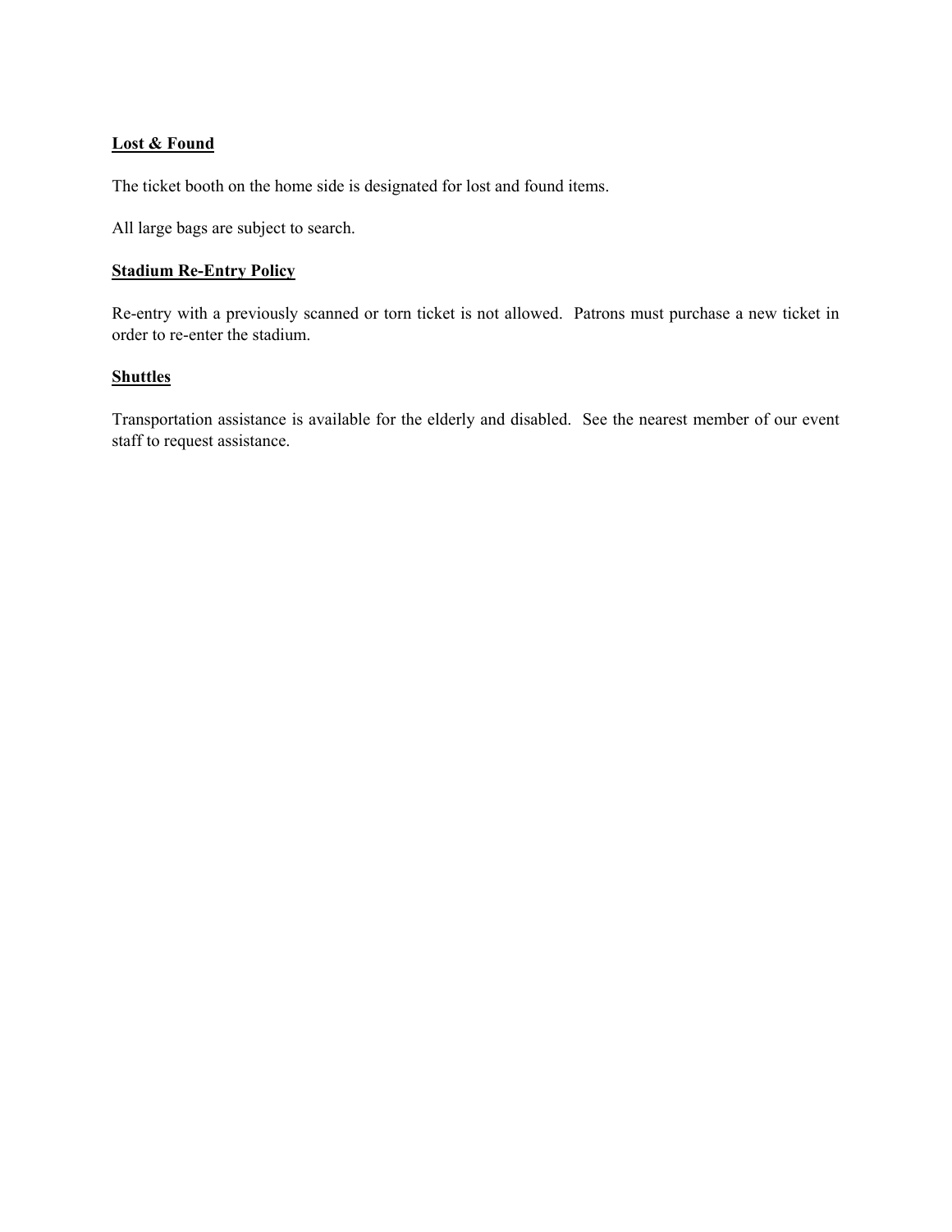**Lost & Found**

The ticket booth on the home side is designated for lost and found items.

All large bags are subject to search.

**Stadium Re-Entry Policy**

Re-entry with a previously scanned or torn ticket is not allowed. Patrons must purchase a new ticket in order to re-enter the stadium.

**Shuttles**

Transportation assistance is available for the elderly and disabled. See the nearest member of our event staff to request assistance.